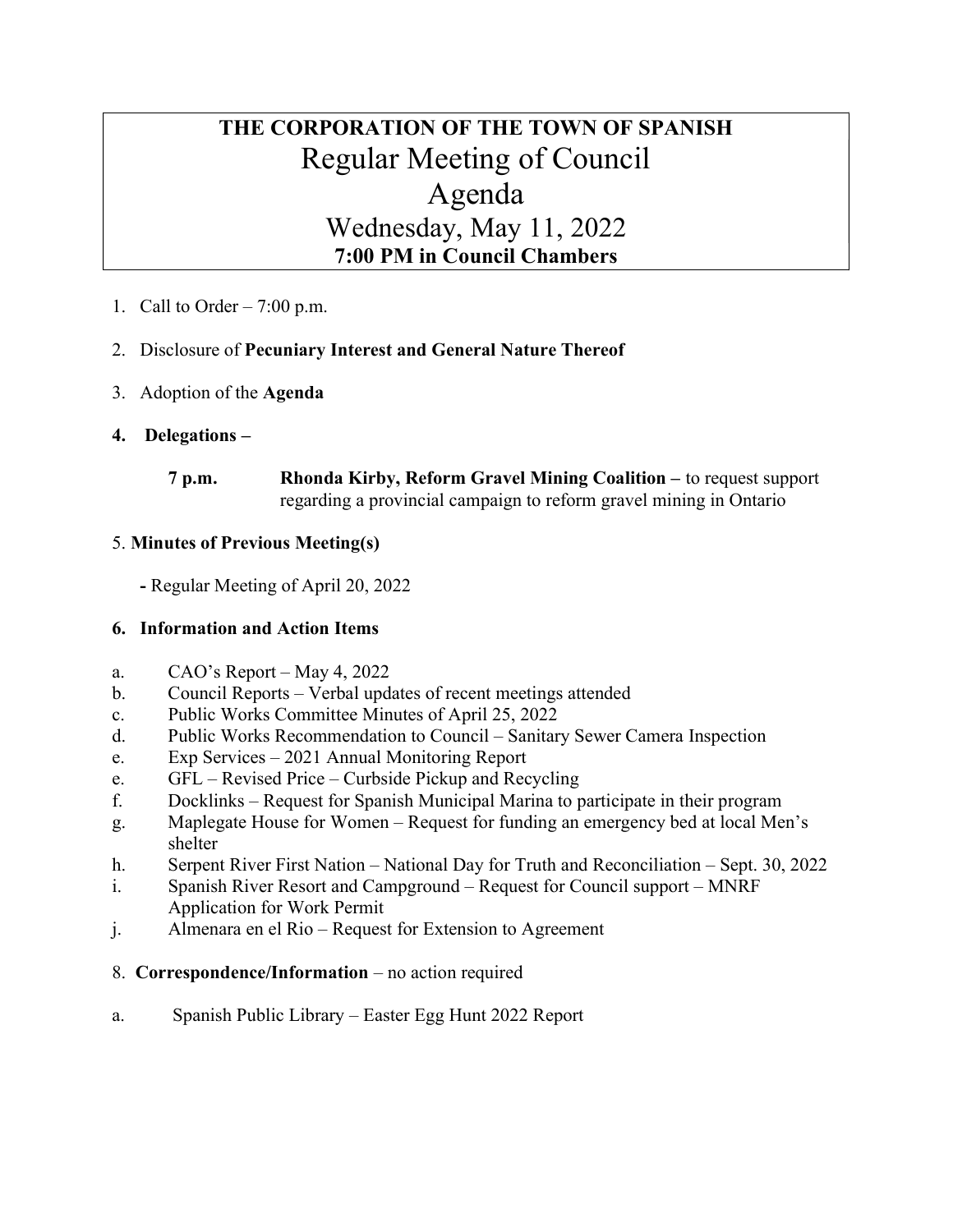# THE CORPORATION OF THE TOWN OF SPANISH

## Regular Meeting of Council

## Agenda

## Wednesday, May 11, 2022

**7:00 PM in Council Chambers**

1. Call to Order – 7:00 p.m.
2. Disclosure of **Pecuniary Interest and General Nature Thereof**
3. Adoption of the **Agenda**
4. **Delegations –**

   **7 p.m.** **Rhonda Kirby, Reform Gravel Mining Coalition –** to request support regarding a provincial campaign to reform gravel mining in Ontario

5. **Minutes of Previous Meeting(s)**

   **-** Regular Meeting of April 20, 2022

6. **Information and Action Items**

a. CAO's Report – May 4, 2022
b. Council Reports – Verbal updates of recent meetings attended
c. Public Works Committee Minutes of April 25, 2022
d. Public Works Recommendation to Council – Sanitary Sewer Camera Inspection
e. Exp Services – 2021 Annual Monitoring Report
e. GFL – Revised Price – Curbside Pickup and Recycling
f. Docklinks – Request for Spanish Municipal Marina to participate in their program
g. Maplegate House for Women – Request for funding an emergency bed at local Men's shelter
h. Serpent River First Nation – National Day for Truth and Reconciliation – Sept. 30, 2022
i. Spanish River Resort and Campground – Request for Council support – MNRF Application for Work Permit
j. Almenara en el Rio – Request for Extension to Agreement

8. **Correspondence/Information** – no action required

a. Spanish Public Library – Easter Egg Hunt 2022 Report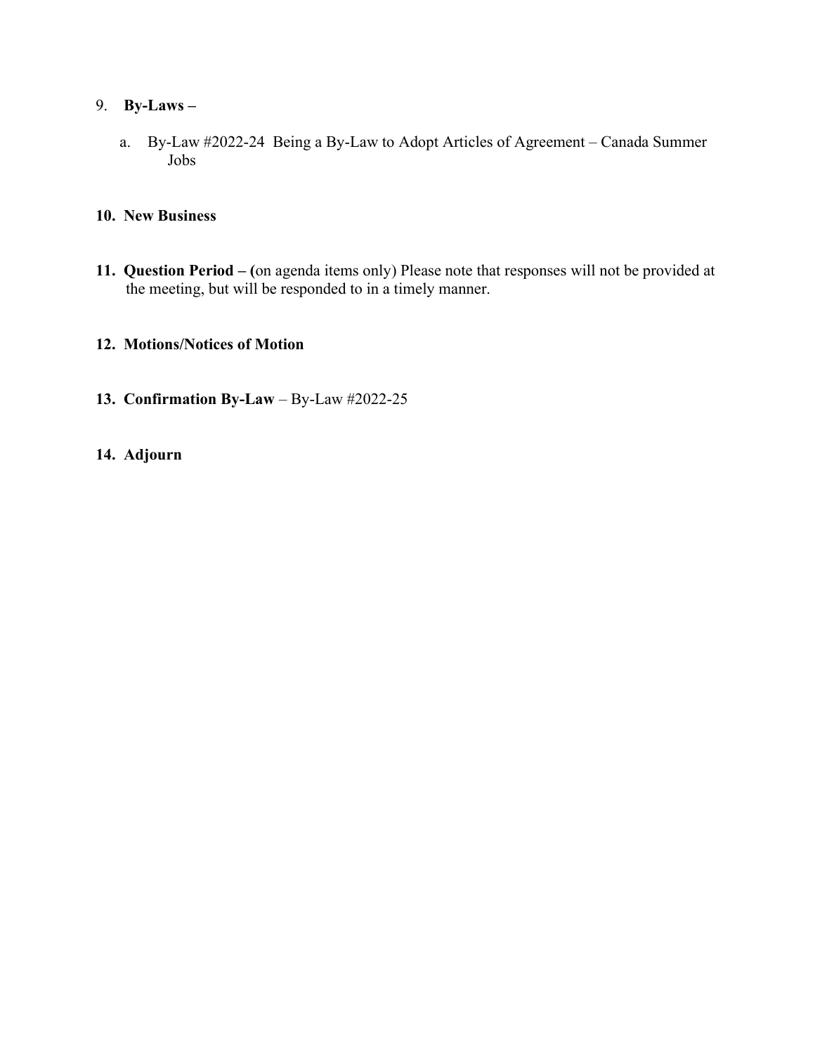9. **By-Laws –**

   a. By-Law #2022-24 Being a By-Law to Adopt Articles of Agreement – Canada Summer Jobs

10. **New Business**

11. **Question Period – (**on agenda items only) Please note that responses will not be provided at the meeting, but will be responded to in a timely manner.

12. **Motions/Notices of Motion**

13. **Confirmation By-Law** – By-Law #2022-25

14. **Adjourn**